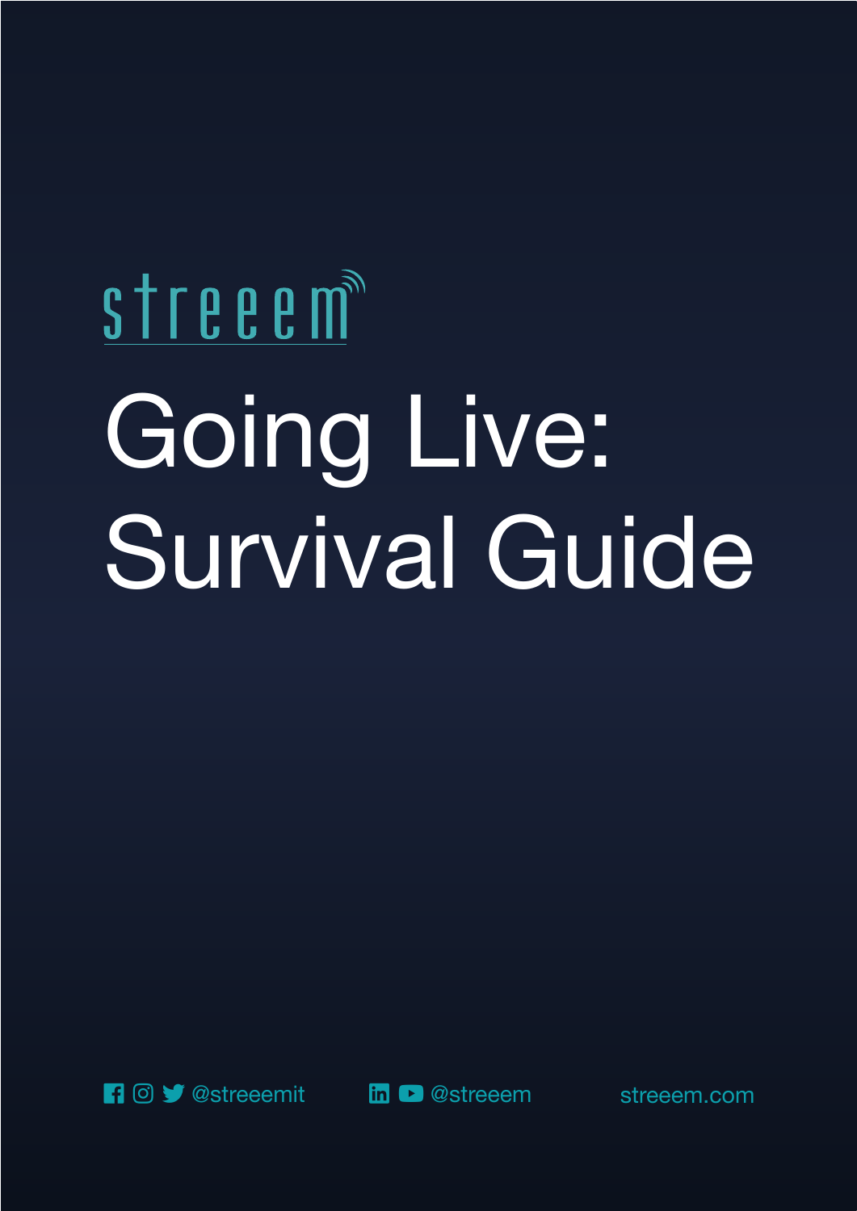streeem

# Going Live: Survival Guide

@streeemit

@streeem

streeem.com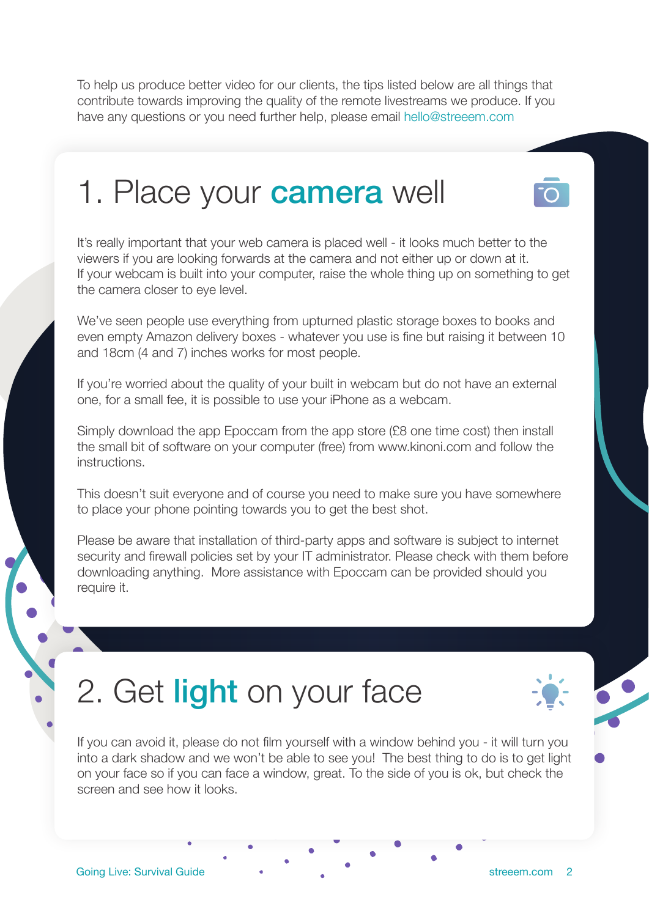To help us produce better video for our clients, the tips listed below are all things that contribute towards improving the quality of the remote livestreams we produce. If you have any questions or you need further help, please email hello@streeem.com

## 1. Place your **camera** well

It's really important that your web camera is placed well - it looks much better to the viewers if you are looking forwards at the camera and not either up or down at it. If your webcam is built into your computer, raise the whole thing up on something to get the camera closer to eye level.

We've seen people use everything from upturned plastic storage boxes to books and even empty Amazon delivery boxes - whatever you use is fine but raising it between 10 and 18cm (4 and 7) inches works for most people.

If you're worried about the quality of your built in webcam but do not have an external one, for a small fee, it is possible to use your iPhone as a webcam.

Simply download the app Epoccam from the app store (£8 one time cost) then install the small bit of software on your computer (free) from www.kinoni.com and follow the instructions.

This doesn't suit everyone and of course you need to make sure you have somewhere to place your phone pointing towards you to get the best shot.

Please be aware that installation of third-party apps and software is subject to internet security and firewall policies set by your IT administrator. Please check with them before downloading anything. More assistance with Epoccam can be provided should you require it.

## 2. Get **light** on your face

If you can avoid it, please do not film yourself with a window behind you - it will turn you into a dark shadow and we won't be able to see you! The best thing to do is to get light on your face so if you can face a window, great. To the side of you is ok, but check the screen and see how it looks.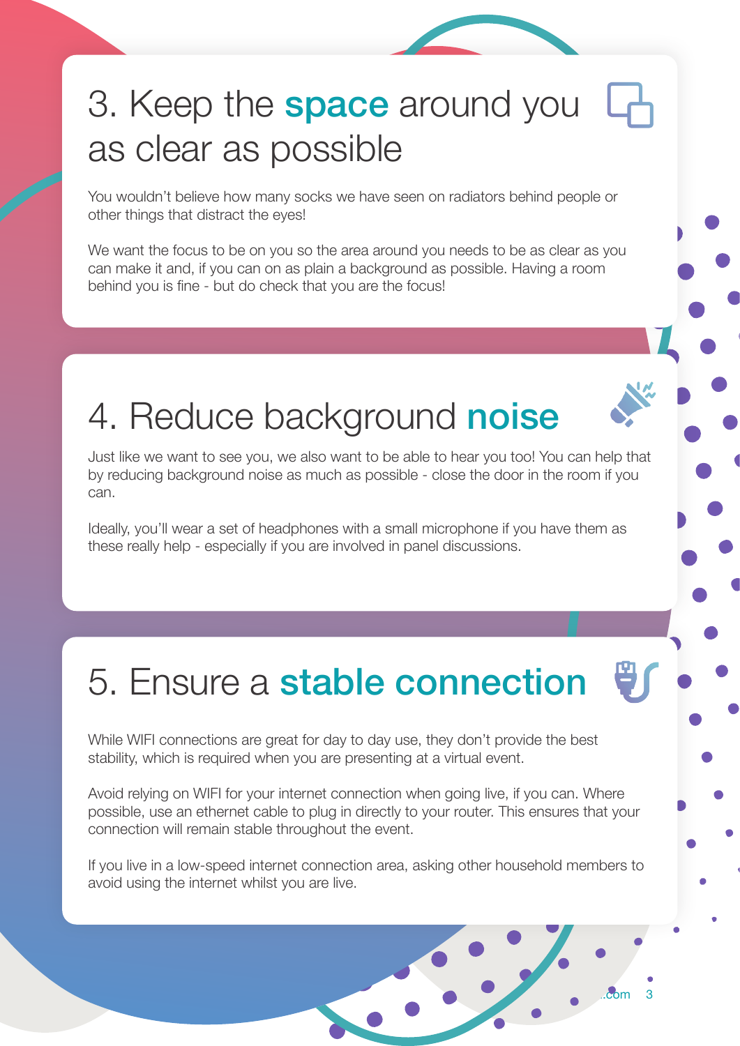## 3. Keep the **space** around you as clear as possible

You wouldn't believe how many socks we have seen on radiators behind people or other things that distract the eyes!

We want the focus to be on you so the area around you needs to be as clear as you can make it and, if you can on as plain a background as possible. Having a room behind you is fine - but do check that you are the focus!

## 4. Reduce background **noise**

Just like we want to see you, we also want to be able to hear you too! You can help that by reducing background noise as much as possible - close the door in the room if you can.

Ideally, you'll wear a set of headphones with a small microphone if you have them as these really help - especially if you are involved in panel discussions.

## 5. Ensure a **stable connection**

While WIFI connections are great for day to day use, they don't provide the best stability, which is required when you are presenting at a virtual event.

Avoid relying on WIFI for your internet connection when going live, if you can. Where possible, use an ethernet cable to plug in directly to your router. This ensures that your connection will remain stable throughout the event.

If you live in a low-speed internet connection area, asking other household members to avoid using the internet whilst you are live.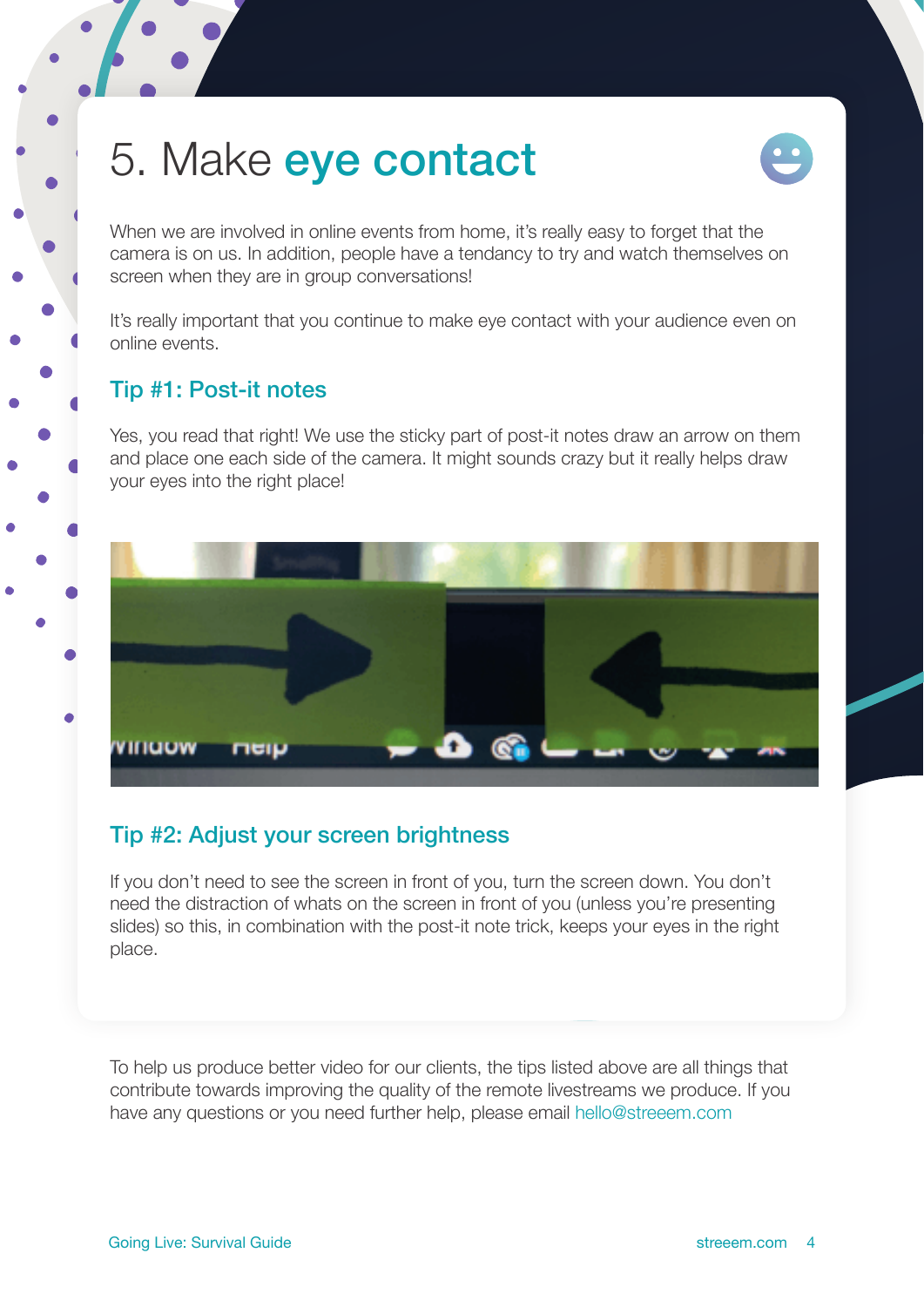# 5. Make **eye contact**

When we are involved in online events from home, it's really easy to forget that the camera is on us. In addition, people have a tendancy to try and watch themselves on screen when they are in group conversations!

It's really important that you continue to make eye contact with your audience even on online events.

## Tip #1: Post-it notes

Yes, you read that right! We use the sticky part of post-it notes draw an arrow on them and place one each side of the camera. It might sounds crazy but it really helps draw your eyes into the right place!

## Tip #2: Adjust your screen brightness

If you don't need to see the screen in front of you, turn the screen down. You don't need the distraction of whats on the screen in front of you (unless you're presenting slides) so this, in combination with the post-it note trick, keeps your eyes in the right place.

To help us produce better video for our clients, the tips listed above are all things that contribute towards improving the quality of the remote livestreams we produce. If you have any questions or you need further help, please email hello@streeem.com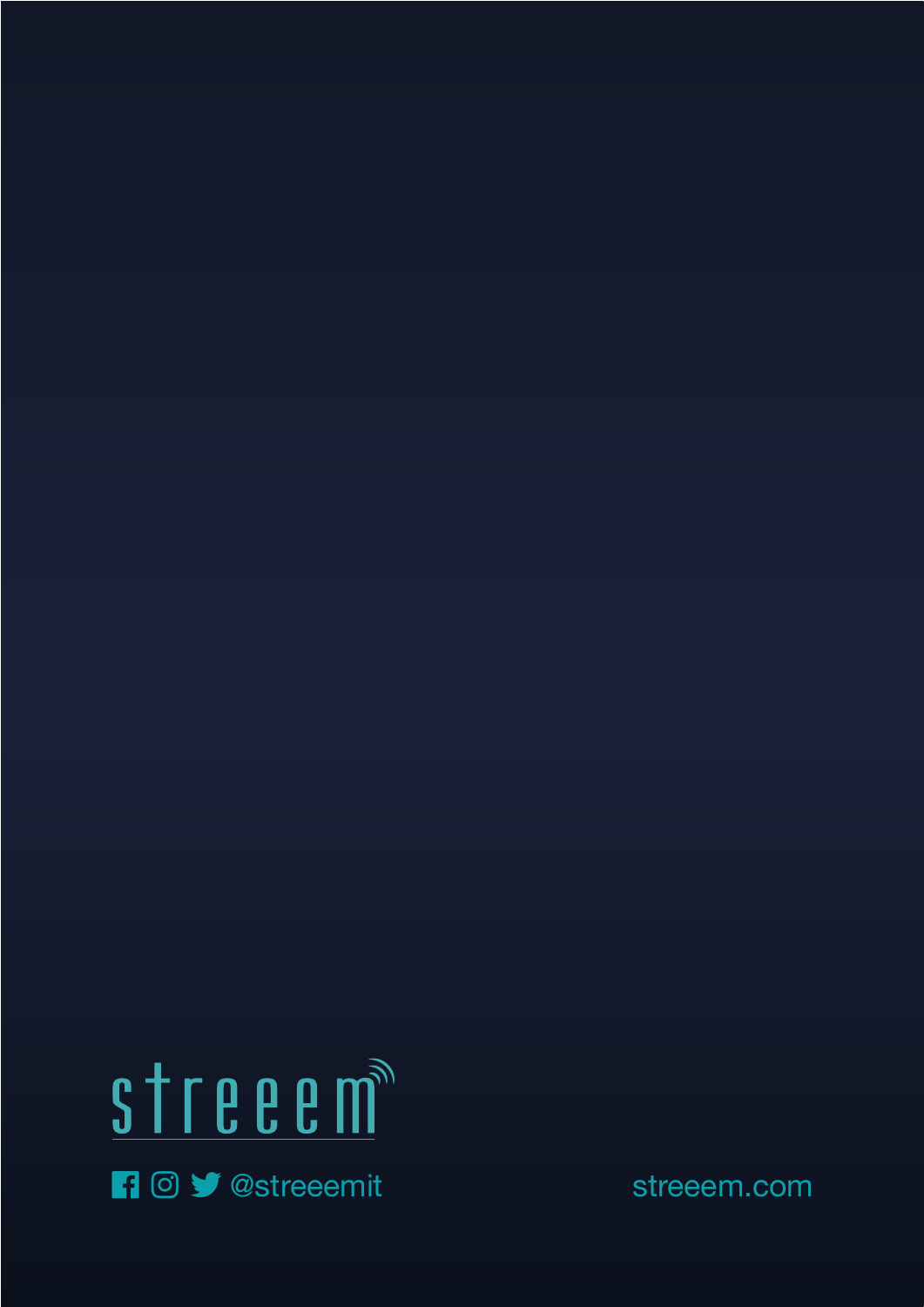streeem

@streeemit

streeem.com